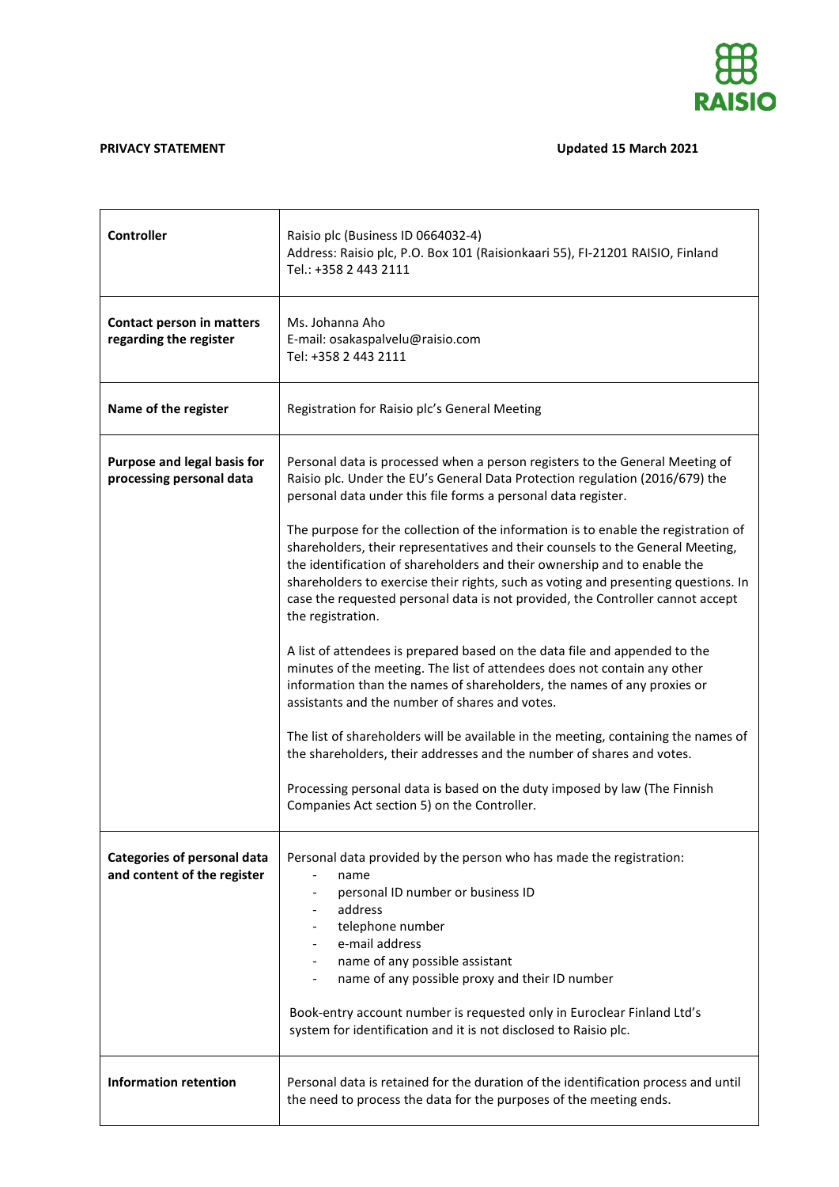**PRIVACY STATEMENT** **Updated 15 March 2021**

| | |
|---|---|
| **Controller** | Raisio plc (Business ID 0664032-4)<br>Address: Raisio plc, P.O. Box 101 (Raisionkaari 55), FI-21201 RAISIO, Finland<br>Tel.: +358 2 443 2111 |
| **Contact person in matters regarding the register** | Ms. Johanna Aho<br>E-mail: osakaspalvelu@raisio.com<br>Tel: +358 2 443 2111 |
| **Name of the register** | Registration for Raisio plc's General Meeting |
| **Purpose and legal basis for processing personal data** | Personal data is processed when a person registers to the General Meeting of Raisio plc. Under the EU's General Data Protection regulation (2016/679) the personal data under this file forms a personal data register.<br><br>The purpose for the collection of the information is to enable the registration of shareholders, their representatives and their counsels to the General Meeting, the identification of shareholders and their ownership and to enable the shareholders to exercise their rights, such as voting and presenting questions. In case the requested personal data is not provided, the Controller cannot accept the registration.<br><br>A list of attendees is prepared based on the data file and appended to the minutes of the meeting. The list of attendees does not contain any other information than the names of shareholders, the names of any proxies or assistants and the number of shares and votes.<br><br>The list of shareholders will be available in the meeting, containing the names of the shareholders, their addresses and the number of shares and votes.<br><br>Processing personal data is based on the duty imposed by law (The Finnish Companies Act section 5) on the Controller. |
| **Categories of personal data and content of the register** | Personal data provided by the person who has made the registration:<br>- name<br>- personal ID number or business ID<br>- address<br>- telephone number<br>- e-mail address<br>- name of any possible assistant<br>- name of any possible proxy and their ID number<br><br>Book-entry account number is requested only in Euroclear Finland Ltd's system for identification and it is not disclosed to Raisio plc. |
| **Information retention** | Personal data is retained for the duration of the identification process and until the need to process the data for the purposes of the meeting ends. |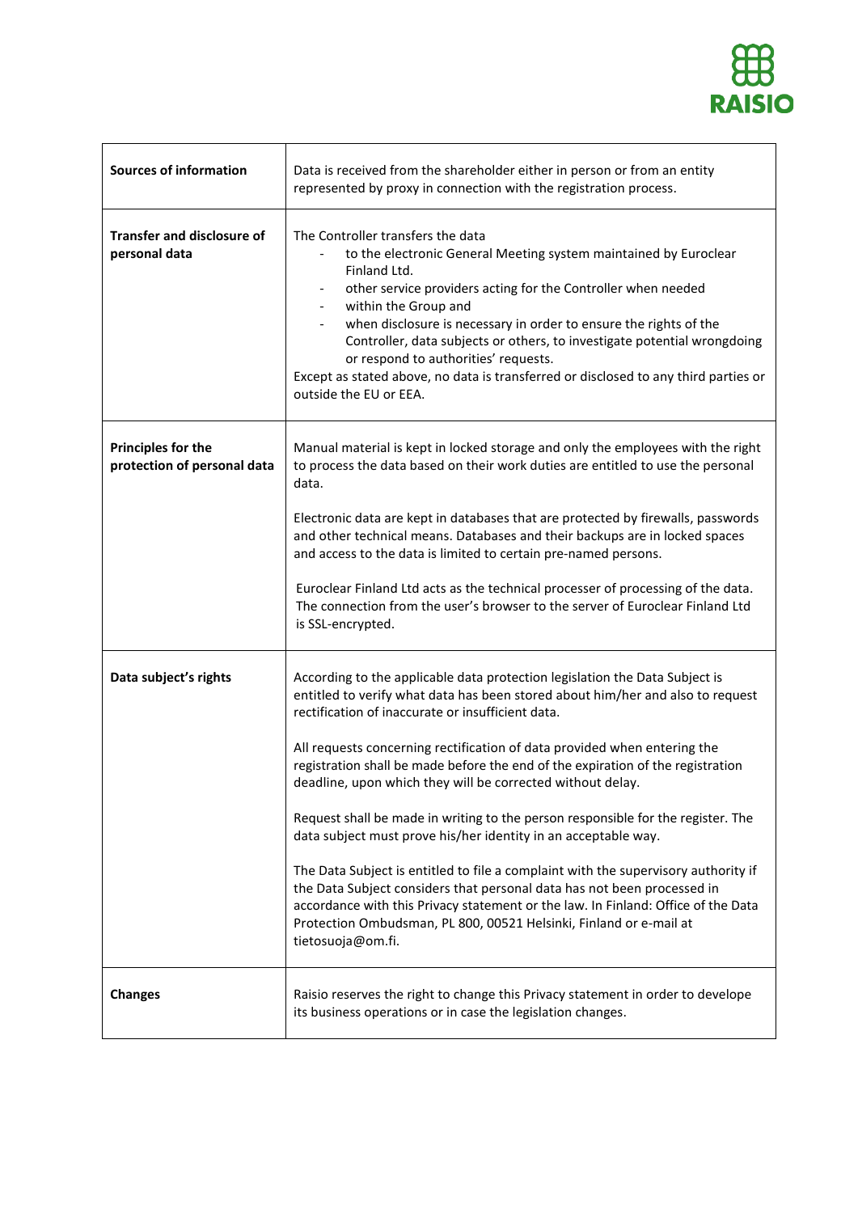| | |
|---|---|
| **Sources of information** | Data is received from the shareholder either in person or from an entity represented by proxy in connection with the registration process. |
| **Transfer and disclosure of personal data** | The Controller transfers the data<br>- to the electronic General Meeting system maintained by Euroclear Finland Ltd.<br>- other service providers acting for the Controller when needed<br>- within the Group and<br>- when disclosure is necessary in order to ensure the rights of the Controller, data subjects or others, to investigate potential wrongdoing or respond to authorities' requests.<br>Except as stated above, no data is transferred or disclosed to any third parties or outside the EU or EEA. |
| **Principles for the protection of personal data** | Manual material is kept in locked storage and only the employees with the right to process the data based on their work duties are entitled to use the personal data.<br><br>Electronic data are kept in databases that are protected by firewalls, passwords and other technical means. Databases and their backups are in locked spaces and access to the data is limited to certain pre-named persons.<br><br>Euroclear Finland Ltd acts as the technical processer of processing of the data. The connection from the user's browser to the server of Euroclear Finland Ltd is SSL-encrypted. |
| **Data subject's rights** | According to the applicable data protection legislation the Data Subject is entitled to verify what data has been stored about him/her and also to request rectification of inaccurate or insufficient data.<br><br>All requests concerning rectification of data provided when entering the registration shall be made before the end of the expiration of the registration deadline, upon which they will be corrected without delay.<br><br>Request shall be made in writing to the person responsible for the register. The data subject must prove his/her identity in an acceptable way.<br><br>The Data Subject is entitled to file a complaint with the supervisory authority if the Data Subject considers that personal data has not been processed in accordance with this Privacy statement or the law. In Finland: Office of the Data Protection Ombudsman, PL 800, 00521 Helsinki, Finland or e-mail at tietosuoja@om.fi. |
| **Changes** | Raisio reserves the right to change this Privacy statement in order to develope its business operations or in case the legislation changes. |